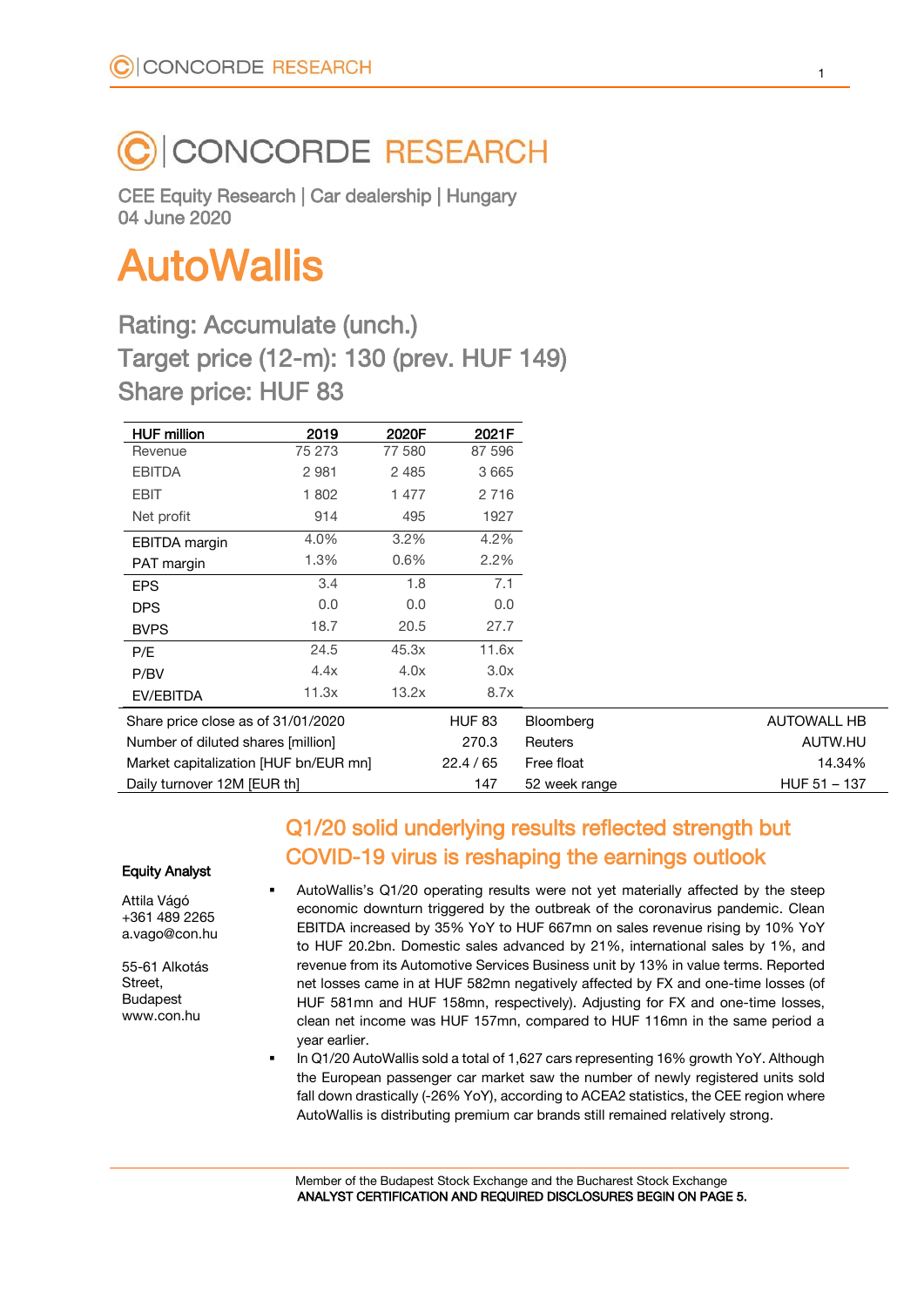# CONCORDE RESEARCH

CEE Equity Research | Car dealership | Hungary
04 June 2020

# AutoWallis

## Rating: Accumulate (unch.)
## Target price (12-m): 130 (prev. HUF 149)
## Share price: HUF 83

| HUF million | 2019 | 2020F | 2021F |
|---|---|---|---|
| Revenue | 75 273 | 77 580 | 87 596 |
| EBITDA | 2 981 | 2 485 | 3 665 |
| EBIT | 1 802 | 1 477 | 2 716 |
| Net profit | 914 | 495 | 1927 |
| EBITDA margin | 4.0% | 3.2% | 4.2% |
| PAT margin | 1.3% | 0.6% | 2.2% |
| EPS | 3.4 | 1.8 | 7.1 |
| DPS | 0.0 | 0.0 | 0.0 |
| BVPS | 18.7 | 20.5 | 27.7 |
| P/E | 24.5 | 45.3x | 11.6x |
| P/BV | 4.4x | 4.0x | 3.0x |
| EV/EBITDA | 11.3x | 13.2x | 8.7x |

| | | | |
|---|---|---|---|
| Share price close as of 31/01/2020 | HUF 83 | Bloomberg | AUTOWALL HB |
| Number of diluted shares [million] | 270.3 | Reuters | AUTW.HU |
| Market capitalization [HUF bn/EUR mn] | 22.4 / 65 | Free float | 14.34% |
| Daily turnover 12M [EUR th] | 147 | 52 week range | HUF 51 – 137 |

**Equity Analyst**

Attila Vágó
+361 489 2265
a.vago@con.hu

55-61 Alkotás Street,
Budapest
www.con.hu

## Q1/20 solid underlying results reflected strength but COVID-19 virus is reshaping the earnings outlook

- AutoWallis's Q1/20 operating results were not yet materially affected by the steep economic downturn triggered by the outbreak of the coronavirus pandemic. Clean EBITDA increased by 35% YoY to HUF 667mn on sales revenue rising by 10% YoY to HUF 20.2bn. Domestic sales advanced by 21%, international sales by 1%, and revenue from its Automotive Services Business unit by 13% in value terms. Reported net losses came in at HUF 582mn negatively affected by FX and one-time losses (of HUF 581mn and HUF 158mn, respectively). Adjusting for FX and one-time losses, clean net income was HUF 157mn, compared to HUF 116mn in the same period a year earlier.
- In Q1/20 AutoWallis sold a total of 1,627 cars representing 16% growth YoY. Although the European passenger car market saw the number of newly registered units sold fall down drastically (-26% YoY), according to ACEA2 statistics, the CEE region where AutoWallis is distributing premium car brands still remained relatively strong.

Member of the Budapest Stock Exchange and the Bucharest Stock Exchange
**ANALYST CERTIFICATION AND REQUIRED DISCLOSURES BEGIN ON PAGE 5.**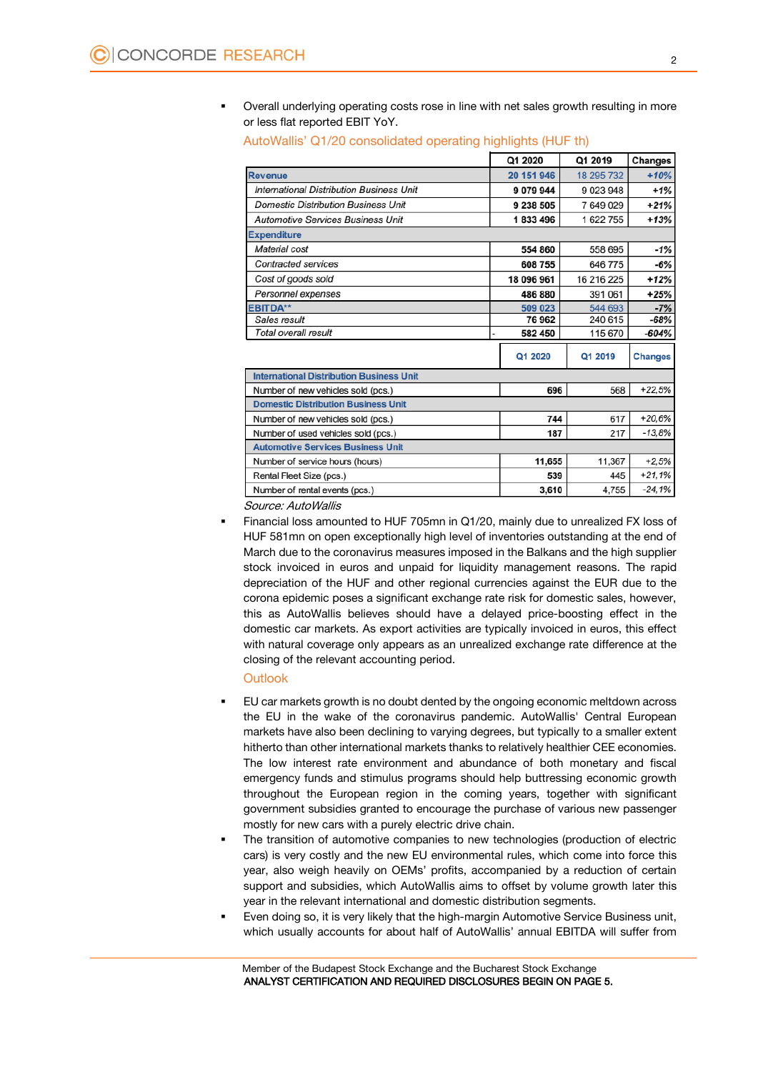- Overall underlying operating costs rose in line with net sales growth resulting in more or less flat reported EBIT YoY.

AutoWallis' Q1/20 consolidated operating highlights (HUF th)

| | Q1 2020 | Q1 2019 | Changes |
|---|---|---|---|
| **Revenue** | **20 151 946** | 18 295 732 | ***+10%*** |
| *International Distribution Business Unit* | **9 079 944** | 9 023 948 | ***+1%*** |
| *Domestic Distribution Business Unit* | **9 238 505** | 7 649 029 | ***+21%*** |
| *Automotive Services Business Unit* | **1 833 496** | 1 622 755 | ***+13%*** |
| **Expenditure** | | | |
| *Material cost* | **554 860** | 558 695 | ***-1%*** |
| *Contracted services* | **608 755** | 646 775 | ***-6%*** |
| *Cost of goods sold* | **18 096 961** | 16 216 225 | ***+12%*** |
| *Personnel expenses* | **486 880** | 391 061 | ***+25%*** |
| **EBITDA**** | 509 023 | 544 693 | ***-7%*** |
| *Sales result* | **76 962** | 240 615 | ***-68%*** |
| *Total overall result* | - **582 450** | 115 670 | ***-604%*** |

| | Q1 2020 | Q1 2019 | Changes |
|---|---|---|---|
| **International Distribution Business Unit** | | | |
| Number of new vehicles sold (pcs.) | **696** | 568 | *+22,5%* |
| **Domestic Distribution Business Unit** | | | |
| Number of new vehicles sold (pcs.) | **744** | 617 | *+20,6%* |
| Number of used vehicles sold (pcs.) | **187** | 217 | *-13,8%* |
| **Automotive Services Business Unit** | | | |
| Number of service hours (hours) | **11,655** | 11,367 | *+2,5%* |
| Rental Fleet Size (pcs.) | **539** | 445 | *+21,1%* |
| Number of rental events (pcs.) | **3,610** | 4,755 | *-24,1%* |

*Source: AutoWallis*

- Financial loss amounted to HUF 705mn in Q1/20, mainly due to unrealized FX loss of HUF 581mn on open exceptionally high level of inventories outstanding at the end of March due to the coronavirus measures imposed in the Balkans and the high supplier stock invoiced in euros and unpaid for liquidity management reasons. The rapid depreciation of the HUF and other regional currencies against the EUR due to the corona epidemic poses a significant exchange rate risk for domestic sales, however, this as AutoWallis believes should have a delayed price-boosting effect in the domestic car markets. As export activities are typically invoiced in euros, this effect with natural coverage only appears as an unrealized exchange rate difference at the closing of the relevant accounting period.

## Outlook

- EU car markets growth is no doubt dented by the ongoing economic meltdown across the EU in the wake of the coronavirus pandemic. AutoWallis' Central European markets have also been declining to varying degrees, but typically to a smaller extent hitherto than other international markets thanks to relatively healthier CEE economies. The low interest rate environment and abundance of both monetary and fiscal emergency funds and stimulus programs should help buttressing economic growth throughout the European region in the coming years, together with significant government subsidies granted to encourage the purchase of various new passenger mostly for new cars with a purely electric drive chain.
- The transition of automotive companies to new technologies (production of electric cars) is very costly and the new EU environmental rules, which come into force this year, also weigh heavily on OEMs' profits, accompanied by a reduction of certain support and subsidies, which AutoWallis aims to offset by volume growth later this year in the relevant international and domestic distribution segments.
- Even doing so, it is very likely that the high-margin Automotive Service Business unit, which usually accounts for about half of AutoWallis' annual EBITDA will suffer from

Member of the Budapest Stock Exchange and the Bucharest Stock Exchange
**ANALYST CERTIFICATION AND REQUIRED DISCLOSURES BEGIN ON PAGE 5.**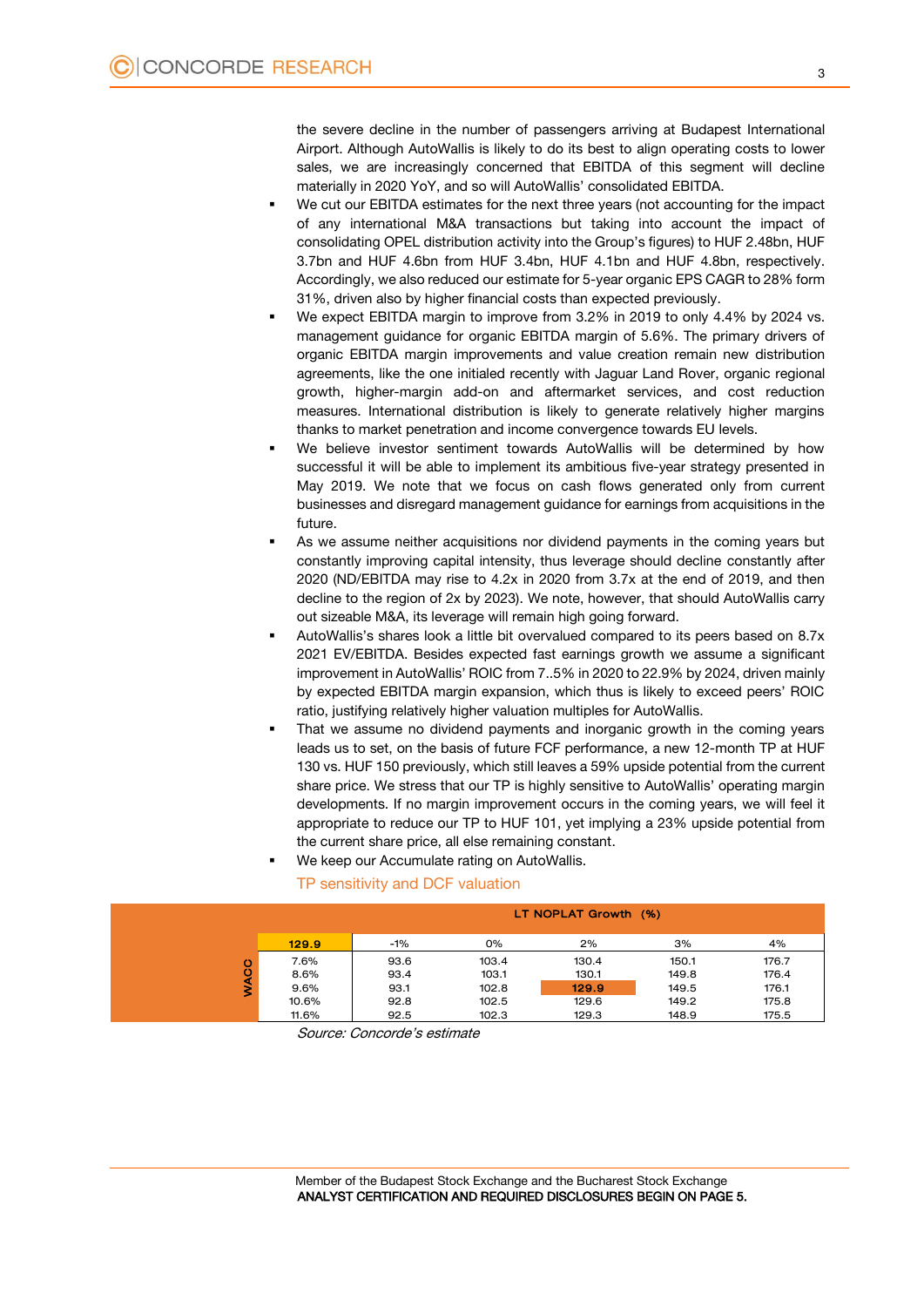the severe decline in the number of passengers arriving at Budapest International Airport. Although AutoWallis is likely to do its best to align operating costs to lower sales, we are increasingly concerned that EBITDA of this segment will decline materially in 2020 YoY, and so will AutoWallis' consolidated EBITDA.

- We cut our EBITDA estimates for the next three years (not accounting for the impact of any international M&A transactions but taking into account the impact of consolidating OPEL distribution activity into the Group's figures) to HUF 2.48bn, HUF 3.7bn and HUF 4.6bn from HUF 3.4bn, HUF 4.1bn and HUF 4.8bn, respectively. Accordingly, we also reduced our estimate for 5-year organic EPS CAGR to 28% form 31%, driven also by higher financial costs than expected previously.
- We expect EBITDA margin to improve from 3.2% in 2019 to only 4.4% by 2024 vs. management guidance for organic EBITDA margin of 5.6%. The primary drivers of organic EBITDA margin improvements and value creation remain new distribution agreements, like the one initialed recently with Jaguar Land Rover, organic regional growth, higher-margin add-on and aftermarket services, and cost reduction measures. International distribution is likely to generate relatively higher margins thanks to market penetration and income convergence towards EU levels.
- We believe investor sentiment towards AutoWallis will be determined by how successful it will be able to implement its ambitious five-year strategy presented in May 2019. We note that we focus on cash flows generated only from current businesses and disregard management guidance for earnings from acquisitions in the future.
- As we assume neither acquisitions nor dividend payments in the coming years but constantly improving capital intensity, thus leverage should decline constantly after 2020 (ND/EBITDA may rise to 4.2x in 2020 from 3.7x at the end of 2019, and then decline to the region of 2x by 2023). We note, however, that should AutoWallis carry out sizeable M&A, its leverage will remain high going forward.
- AutoWallis's shares look a little bit overvalued compared to its peers based on 8.7x 2021 EV/EBITDA. Besides expected fast earnings growth we assume a significant improvement in AutoWallis' ROIC from 7..5% in 2020 to 22.9% by 2024, driven mainly by expected EBITDA margin expansion, which thus is likely to exceed peers' ROIC ratio, justifying relatively higher valuation multiples for AutoWallis.
- That we assume no dividend payments and inorganic growth in the coming years leads us to set, on the basis of future FCF performance, a new 12-month TP at HUF 130 vs. HUF 150 previously, which still leaves a 59% upside potential from the current share price. We stress that our TP is highly sensitive to AutoWallis' operating margin developments. If no margin improvement occurs in the coming years, we will feel it appropriate to reduce our TP to HUF 101, yet implying a 23% upside potential from the current share price, all else remaining constant.
- We keep our Accumulate rating on AutoWallis.

TP sensitivity and DCF valuation

| | | LT NOPLAT Growth (%) | | | | |
|---|---|---|---|---|---|---|
| | **129.9** | -1% | 0% | 2% | 3% | 4% |
| WACC | 7.6% | 93.6 | 103.4 | 130.4 | 150.1 | 176.7 |
| | 8.6% | 93.4 | 103.1 | 130.1 | 149.8 | 176.4 |
| | 9.6% | 93.1 | 102.8 | **129.9** | 149.5 | 176.1 |
| | 10.6% | 92.8 | 102.5 | 129.6 | 149.2 | 175.8 |
| | 11.6% | 92.5 | 102.3 | 129.3 | 148.9 | 175.5 |

*Source: Concorde's estimate*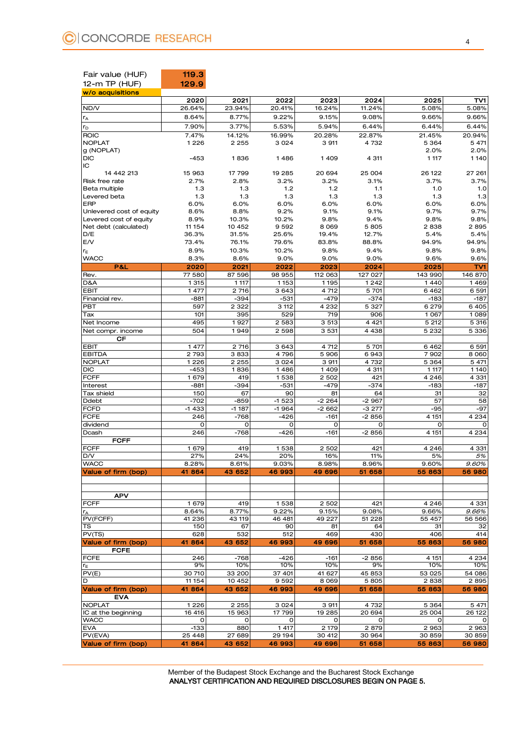| Fair value (HUF) | 119.3 |
|---|---|
| 12-m TP (HUF) | 129.9 |
| w/o acquisitions | |

| | 2020 | 2021 | 2022 | 2023 | 2024 | 2025 | TV1 |
|---|---|---|---|---|---|---|---|
| ND/V | 26.64% | 23.94% | 20.41% | 16.24% | 11.24% | 5.08% | 5.08% |
| $r_A$ | 8.64% | 8.77% | 9.22% | 9.15% | 9.08% | 9.66% | 9.66% |
| $r_D$ | 7.90% | 3.77% | 5.53% | 5.94% | 6.44% | 6.44% | 6.44% |
| ROIC | 7.47% | 14.12% | 16.99% | 20.28% | 22.87% | 21.45% | 20.94% |
| NOPLAT | 1 226 | 2 255 | 3 024 | 3 911 | 4 732 | 5 364 | 5 471 |
| g (NOPLAT) | | | | | | 2.0% | 2.0% |
| DIC | -453 | 1 836 | 1 486 | 1 409 | 4 311 | 1 117 | 1 140 |
| IC | | | | | | | |
| 14 442 213 | 15 963 | 17 799 | 19 285 | 20 694 | 25 004 | 26 122 | 27 261 |
| Risk free rate | 2.7% | 2.8% | 3.2% | 3.2% | 3.1% | 3.7% | 3.7% |
| Beta multiple | 1.3 | 1.3 | 1.2 | 1.2 | 1.1 | 1.0 | 1.0 |
| Levered beta | 1.3 | 1.3 | 1.3 | 1.3 | 1.3 | 1.3 | 1.3 |
| ERP | 6.0% | 6.0% | 6.0% | 6.0% | 6.0% | 6.0% | 6.0% |
| Unlevered cost of equity | 8.6% | 8.8% | 9.2% | 9.1% | 9.1% | 9.7% | 9.7% |
| Levered cost of equity | 8.9% | 10.3% | 10.2% | 9.8% | 9.4% | 9.8% | 9.8% |
| Net debt (calculated) | 11 154 | 10 452 | 9 592 | 8 069 | 5 805 | 2 838 | 2 895 |
| D/E | 36.3% | 31.5% | 25.6% | 19.4% | 12.7% | 5.4% | 5.4% |
| E/V | 73.4% | 76.1% | 79.6% | 83.8% | 88.8% | 94.9% | 94.9% |
| $r_E$ | 8.9% | 10.3% | 10.2% | 9.8% | 9.4% | 9.8% | 9.8% |
| WACC | 8.3% | 8.6% | 9.0% | 9.0% | 9.0% | 9.6% | 9.6% |
| **P&L** | **2020** | **2021** | **2022** | **2023** | **2024** | **2025** | **TV1** |
| Rev. | 77 580 | 87 596 | 98 955 | 112 063 | 127 027 | 143 990 | 146 870 |
| D&A | 1 315 | 1 117 | 1 153 | 1 195 | 1 242 | 1 440 | 1 469 |
| EBIT | 1 477 | 2 716 | 3 643 | 4 712 | 5 701 | 6 462 | 6 591 |
| Financial rev. | -881 | -394 | -531 | -479 | -374 | -183 | -187 |
| PBT | 597 | 2 322 | 3 112 | 4 232 | 5 327 | 6 279 | 6 405 |
| Tax | 101 | 395 | 529 | 719 | 906 | 1 067 | 1 089 |
| Net Income | 495 | 1 927 | 2 583 | 3 513 | 4 421 | 5 212 | 5 316 |
| Net compr. income | 504 | 1 949 | 2 598 | 3 531 | 4 438 | 5 232 | 5 336 |
| **CF** | | | | | | | |
| EBIT | 1 477 | 2 716 | 3 643 | 4 712 | 5 701 | 6 462 | 6 591 |
| EBITDA | 2 793 | 3 833 | 4 796 | 5 906 | 6 943 | 7 902 | 8 060 |
| NOPLAT | 1 226 | 2 255 | 3 024 | 3 911 | 4 732 | 5 364 | 5 471 |
| DIC | -453 | 1 836 | 1 486 | 1 409 | 4 311 | 1 117 | 1 140 |
| FCFF | 1 679 | 419 | 1 538 | 2 502 | 421 | 4 246 | 4 331 |
| Interest | -881 | -394 | -531 | -479 | -374 | -183 | -187 |
| Tax shield | 150 | 67 | 90 | 81 | 64 | 31 | 32 |
| Ddebt | -702 | -859 | -1 523 | -2 264 | -2 967 | 57 | 58 |
| FCFD | -1 433 | -1 187 | -1 964 | -2 662 | -3 277 | -95 | -97 |
| FCFE | 246 | -768 | -426 | -161 | -2 856 | 4 151 | 4 234 |
| dividend | 0 | 0 | 0 | 0 | 0 | 0 | 0 |
| Dcash | 246 | -768 | -426 | -161 | -2 856 | 4 151 | 4 234 |
| **FCFF** | | | | | | | |
| FCFF | 1 679 | 419 | 1 538 | 2 502 | 421 | 4 246 | 4 331 |
| D/V | 27% | 24% | 20% | 16% | 11% | 5% | *5%* |
| WACC | 8.28% | 8.61% | 9.03% | 8.98% | 8.96% | 9.60% | *9.60%* |
| **Value of firm (bop)** | **41 864** | **43 652** | **46 993** | **49 696** | **51 658** | **55 863** | **56 980** |
| | | | | | | | |
| | | | | | | | |
| **APV** | | | | | | | |
| FCFF | 1 679 | 419 | 1 538 | 2 502 | 421 | 4 246 | 4 331 |
| $r_A$ | 8.64% | 8.77% | 9.22% | 9.15% | 9.08% | 9.66% | *9.66%* |
| PV(FCFF) | 41 236 | 43 119 | 46 481 | 49 227 | 51 228 | 55 457 | 56 566 |
| TS | 150 | 67 | 90 | 81 | 64 | 31 | 32 |
| PV(TS) | 628 | 532 | 512 | 469 | 430 | 406 | 414 |
| **Value of firm (bop)** | **41 864** | **43 652** | **46 993** | **49 696** | **51 658** | **55 863** | **56 980** |
| **FCFE** | | | | | | | |
| FCFE | 246 | -768 | -426 | -161 | -2 856 | 4 151 | 4 234 |
| $r_E$ | 9% | 10% | 10% | 10% | 9% | 10% | 10% |
| PV(E) | 30 710 | 33 200 | 37 401 | 41 627 | 45 853 | 53 025 | 54 086 |
| D | 11 154 | 10 452 | 9 592 | 8 069 | 5 805 | 2 838 | 2 895 |
| **Value of firm (bop)** | **41 864** | **43 652** | **46 993** | **49 696** | **51 658** | **55 863** | **56 980** |
| **EVA** | | | | | | | |
| NOPLAT | 1 226 | 2 255 | 3 024 | 3 911 | 4 732 | 5 364 | 5 471 |
| IC at the beginning | 16 416 | 15 963 | 17 799 | 19 285 | 20 694 | 25 004 | 26 122 |
| WACC | 0 | 0 | 0 | 0 | 0 | 0 | 0 |
| EVA | -133 | 880 | 1 417 | 2 179 | 2 879 | 2 963 | 2 963 |
| PV(EVA) | 25 448 | 27 689 | 29 194 | 30 412 | 30 964 | 30 859 | 30 859 |
| **Value of firm (bop)** | **41 864** | **43 652** | **46 993** | **49 696** | **51 658** | **55 863** | **56 980** |

Member of the Budapest Stock Exchange and the Bucharest Stock Exchange

**ANALYST CERTIFICATION AND REQUIRED DISCLOSURES BEGIN ON PAGE 5.**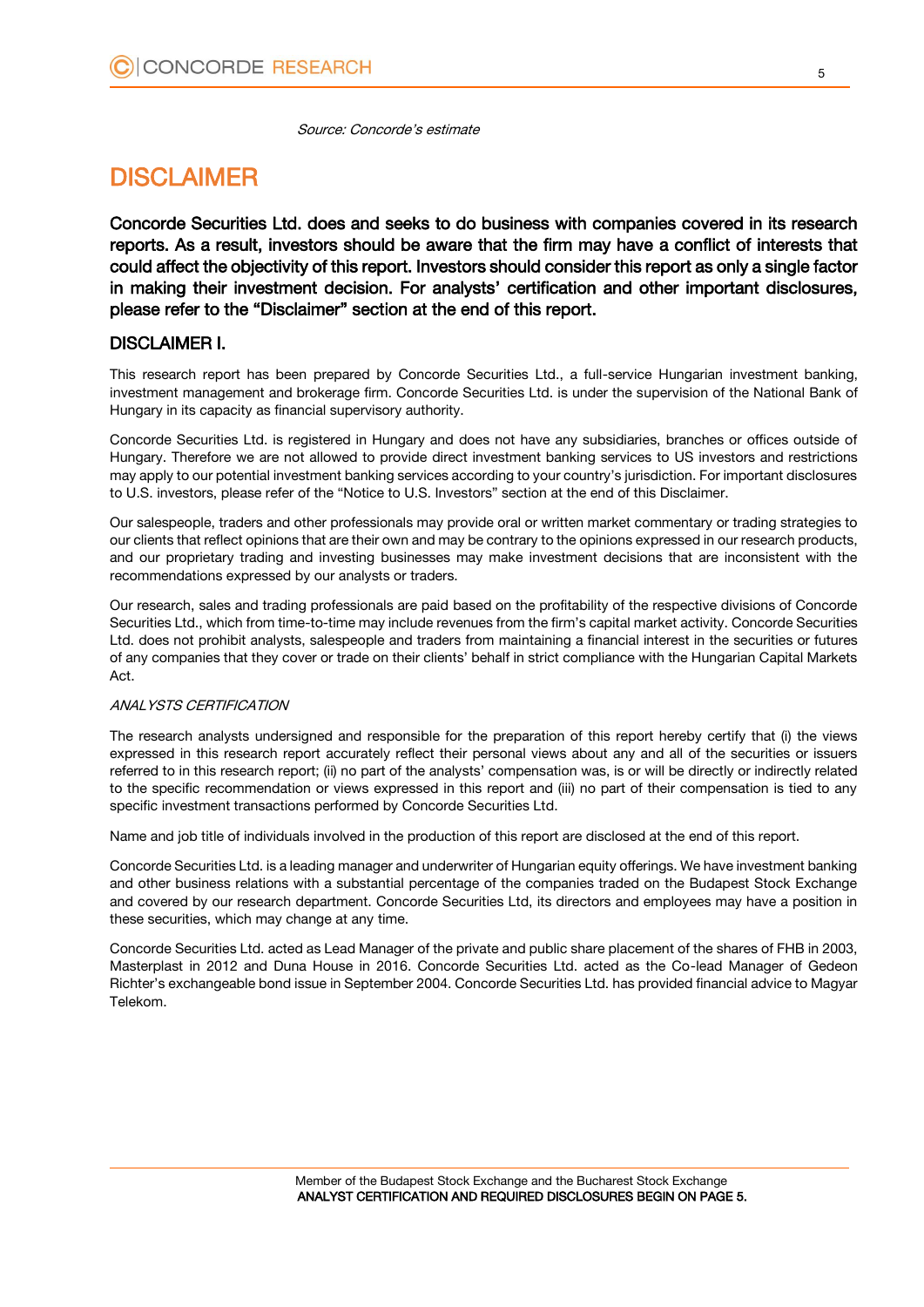*Source: Concorde's estimate*

# DISCLAIMER

**Concorde Securities Ltd. does and seeks to do business with companies covered in its research reports. As a result, investors should be aware that the firm may have a conflict of interests that could affect the objectivity of this report. Investors should consider this report as only a single factor in making their investment decision. For analysts' certification and other important disclosures, please refer to the "Disclaimer" section at the end of this report.**

## DISCLAIMER I.

This research report has been prepared by Concorde Securities Ltd., a full-service Hungarian investment banking, investment management and brokerage firm. Concorde Securities Ltd. is under the supervision of the National Bank of Hungary in its capacity as financial supervisory authority.

Concorde Securities Ltd. is registered in Hungary and does not have any subsidiaries, branches or offices outside of Hungary. Therefore we are not allowed to provide direct investment banking services to US investors and restrictions may apply to our potential investment banking services according to your country's jurisdiction. For important disclosures to U.S. investors, please refer of the "Notice to U.S. Investors" section at the end of this Disclaimer.

Our salespeople, traders and other professionals may provide oral or written market commentary or trading strategies to our clients that reflect opinions that are their own and may be contrary to the opinions expressed in our research products, and our proprietary trading and investing businesses may make investment decisions that are inconsistent with the recommendations expressed by our analysts or traders.

Our research, sales and trading professionals are paid based on the profitability of the respective divisions of Concorde Securities Ltd., which from time-to-time may include revenues from the firm's capital market activity. Concorde Securities Ltd. does not prohibit analysts, salespeople and traders from maintaining a financial interest in the securities or futures of any companies that they cover or trade on their clients' behalf in strict compliance with the Hungarian Capital Markets Act.

*ANALYSTS CERTIFICATION*

The research analysts undersigned and responsible for the preparation of this report hereby certify that (i) the views expressed in this research report accurately reflect their personal views about any and all of the securities or issuers referred to in this research report; (ii) no part of the analysts' compensation was, is or will be directly or indirectly related to the specific recommendation or views expressed in this report and (iii) no part of their compensation is tied to any specific investment transactions performed by Concorde Securities Ltd.

Name and job title of individuals involved in the production of this report are disclosed at the end of this report.

Concorde Securities Ltd. is a leading manager and underwriter of Hungarian equity offerings. We have investment banking and other business relations with a substantial percentage of the companies traded on the Budapest Stock Exchange and covered by our research department. Concorde Securities Ltd, its directors and employees may have a position in these securities, which may change at any time.

Concorde Securities Ltd. acted as Lead Manager of the private and public share placement of the shares of FHB in 2003, Masterplast in 2012 and Duna House in 2016. Concorde Securities Ltd. acted as the Co-lead Manager of Gedeon Richter's exchangeable bond issue in September 2004. Concorde Securities Ltd. has provided financial advice to Magyar Telekom.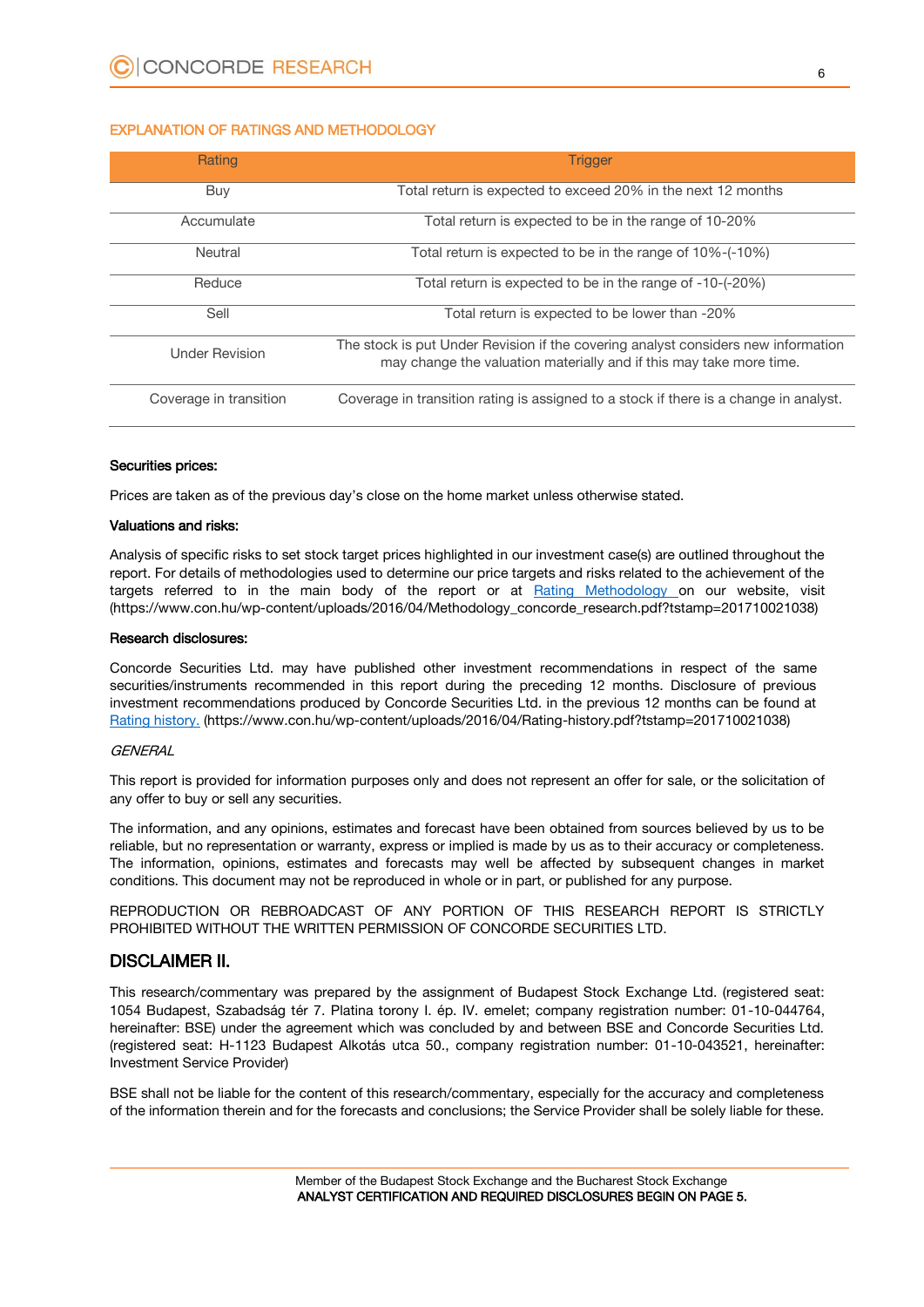## EXPLANATION OF RATINGS AND METHODOLOGY

| Rating | Trigger |
| --- | --- |
| Buy | Total return is expected to exceed 20% in the next 12 months |
| Accumulate | Total return is expected to be in the range of 10-20% |
| Neutral | Total return is expected to be in the range of 10%-(-10%) |
| Reduce | Total return is expected to be in the range of -10-(-20%) |
| Sell | Total return is expected to be lower than -20% |
| Under Revision | The stock is put Under Revision if the covering analyst considers new information may change the valuation materially and if this may take more time. |
| Coverage in transition | Coverage in transition rating is assigned to a stock if there is a change in analyst. |

**Securities prices:**

Prices are taken as of the previous day's close on the home market unless otherwise stated.

**Valuations and risks:**

Analysis of specific risks to set stock target prices highlighted in our investment case(s) are outlined throughout the report. For details of methodologies used to determine our price targets and risks related to the achievement of the targets referred to in the main body of the report or at [Rating Methodology](https://www.con.hu/wp-content/uploads/2016/04/Methodology_concorde_research.pdf?tstamp=201710021038) on our website, visit (https://www.con.hu/wp-content/uploads/2016/04/Methodology_concorde_research.pdf?tstamp=201710021038)

**Research disclosures:**

Concorde Securities Ltd. may have published other investment recommendations in respect of the same securities/instruments recommended in this report during the preceding 12 months. Disclosure of previous investment recommendations produced by Concorde Securities Ltd. in the previous 12 months can be found at [Rating history.](https://www.con.hu/wp-content/uploads/2016/04/Rating-history.pdf?tstamp=201710021038) (https://www.con.hu/wp-content/uploads/2016/04/Rating-history.pdf?tstamp=201710021038)

*GENERAL*

This report is provided for information purposes only and does not represent an offer for sale, or the solicitation of any offer to buy or sell any securities.

The information, and any opinions, estimates and forecast have been obtained from sources believed by us to be reliable, but no representation or warranty, express or implied is made by us as to their accuracy or completeness. The information, opinions, estimates and forecasts may well be affected by subsequent changes in market conditions. This document may not be reproduced in whole or in part, or published for any purpose.

REPRODUCTION OR REBROADCAST OF ANY PORTION OF THIS RESEARCH REPORT IS STRICTLY PROHIBITED WITHOUT THE WRITTEN PERMISSION OF CONCORDE SECURITIES LTD.

## DISCLAIMER II.

This research/commentary was prepared by the assignment of Budapest Stock Exchange Ltd. (registered seat: 1054 Budapest, Szabadság tér 7. Platina torony I. ép. IV. emelet; company registration number: 01-10-044764, hereinafter: BSE) under the agreement which was concluded by and between BSE and Concorde Securities Ltd. (registered seat: H-1123 Budapest Alkotás utca 50., company registration number: 01-10-043521, hereinafter: Investment Service Provider)

BSE shall not be liable for the content of this research/commentary, especially for the accuracy and completeness of the information therein and for the forecasts and conclusions; the Service Provider shall be solely liable for these.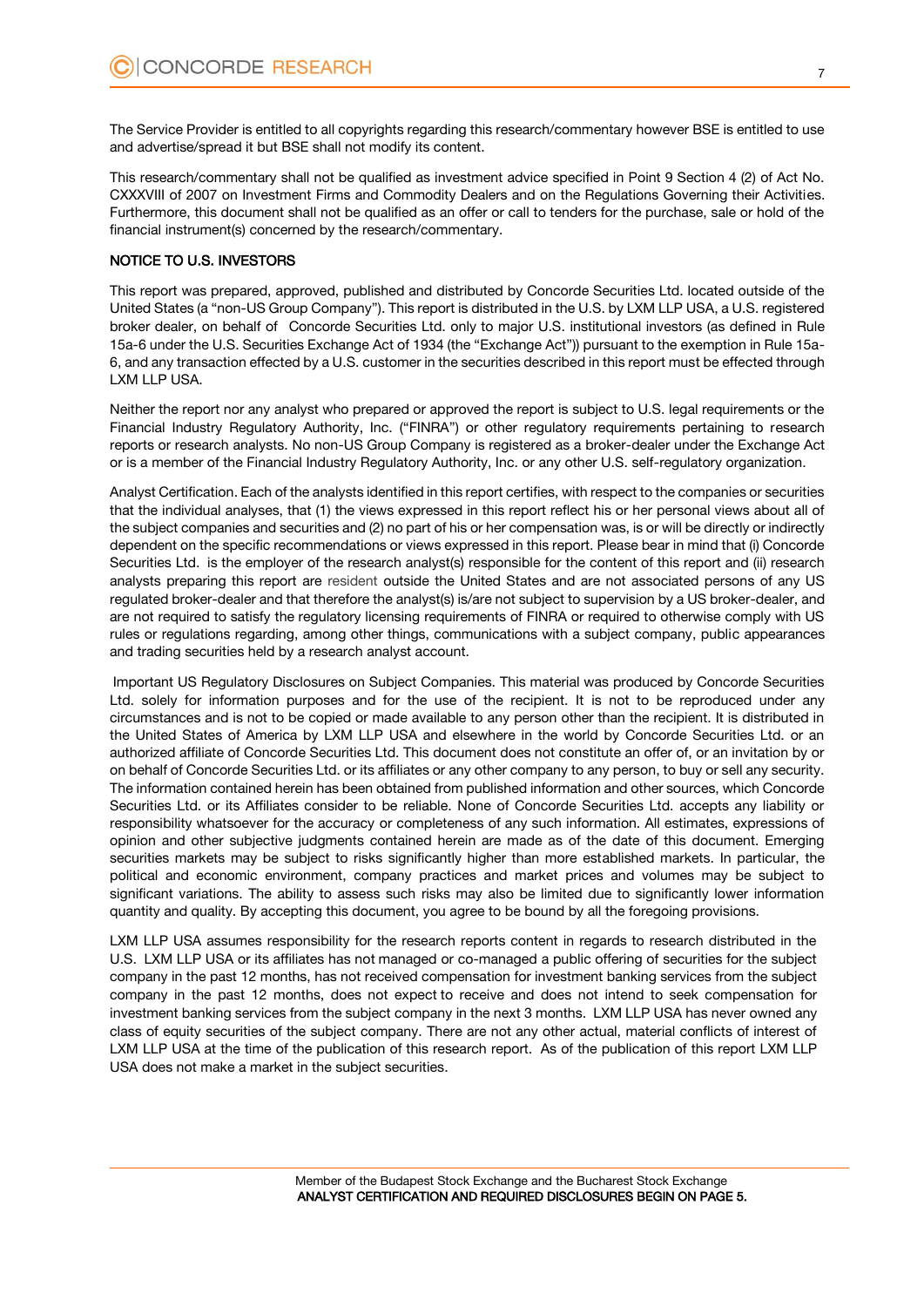The Service Provider is entitled to all copyrights regarding this research/commentary however BSE is entitled to use and advertise/spread it but BSE shall not modify its content.

This research/commentary shall not be qualified as investment advice specified in Point 9 Section 4 (2) of Act No. CXXXVIII of 2007 on Investment Firms and Commodity Dealers and on the Regulations Governing their Activities. Furthermore, this document shall not be qualified as an offer or call to tenders for the purchase, sale or hold of the financial instrument(s) concerned by the research/commentary.

**NOTICE TO U.S. INVESTORS**

This report was prepared, approved, published and distributed by Concorde Securities Ltd. located outside of the United States (a "non-US Group Company"). This report is distributed in the U.S. by LXM LLP USA, a U.S. registered broker dealer, on behalf of Concorde Securities Ltd. only to major U.S. institutional investors (as defined in Rule 15a-6 under the U.S. Securities Exchange Act of 1934 (the "Exchange Act")) pursuant to the exemption in Rule 15a-6, and any transaction effected by a U.S. customer in the securities described in this report must be effected through LXM LLP USA.

Neither the report nor any analyst who prepared or approved the report is subject to U.S. legal requirements or the Financial Industry Regulatory Authority, Inc. ("FINRA") or other regulatory requirements pertaining to research reports or research analysts. No non-US Group Company is registered as a broker-dealer under the Exchange Act or is a member of the Financial Industry Regulatory Authority, Inc. or any other U.S. self-regulatory organization.

Analyst Certification. Each of the analysts identified in this report certifies, with respect to the companies or securities that the individual analyses, that (1) the views expressed in this report reflect his or her personal views about all of the subject companies and securities and (2) no part of his or her compensation was, is or will be directly or indirectly dependent on the specific recommendations or views expressed in this report. Please bear in mind that (i) Concorde Securities Ltd. is the employer of the research analyst(s) responsible for the content of this report and (ii) research analysts preparing this report are resident outside the United States and are not associated persons of any US regulated broker-dealer and that therefore the analyst(s) is/are not subject to supervision by a US broker-dealer, and are not required to satisfy the regulatory licensing requirements of FINRA or required to otherwise comply with US rules or regulations regarding, among other things, communications with a subject company, public appearances and trading securities held by a research analyst account.

Important US Regulatory Disclosures on Subject Companies. This material was produced by Concorde Securities Ltd. solely for information purposes and for the use of the recipient. It is not to be reproduced under any circumstances and is not to be copied or made available to any person other than the recipient. It is distributed in the United States of America by LXM LLP USA and elsewhere in the world by Concorde Securities Ltd. or an authorized affiliate of Concorde Securities Ltd. This document does not constitute an offer of, or an invitation by or on behalf of Concorde Securities Ltd. or its affiliates or any other company to any person, to buy or sell any security. The information contained herein has been obtained from published information and other sources, which Concorde Securities Ltd. or its Affiliates consider to be reliable. None of Concorde Securities Ltd. accepts any liability or responsibility whatsoever for the accuracy or completeness of any such information. All estimates, expressions of opinion and other subjective judgments contained herein are made as of the date of this document. Emerging securities markets may be subject to risks significantly higher than more established markets. In particular, the political and economic environment, company practices and market prices and volumes may be subject to significant variations. The ability to assess such risks may also be limited due to significantly lower information quantity and quality. By accepting this document, you agree to be bound by all the foregoing provisions.

LXM LLP USA assumes responsibility for the research reports content in regards to research distributed in the U.S. LXM LLP USA or its affiliates has not managed or co-managed a public offering of securities for the subject company in the past 12 months, has not received compensation for investment banking services from the subject company in the past 12 months, does not expect to receive and does not intend to seek compensation for investment banking services from the subject company in the next 3 months. LXM LLP USA has never owned any class of equity securities of the subject company. There are not any other actual, material conflicts of interest of LXM LLP USA at the time of the publication of this research report. As of the publication of this report LXM LLP USA does not make a market in the subject securities.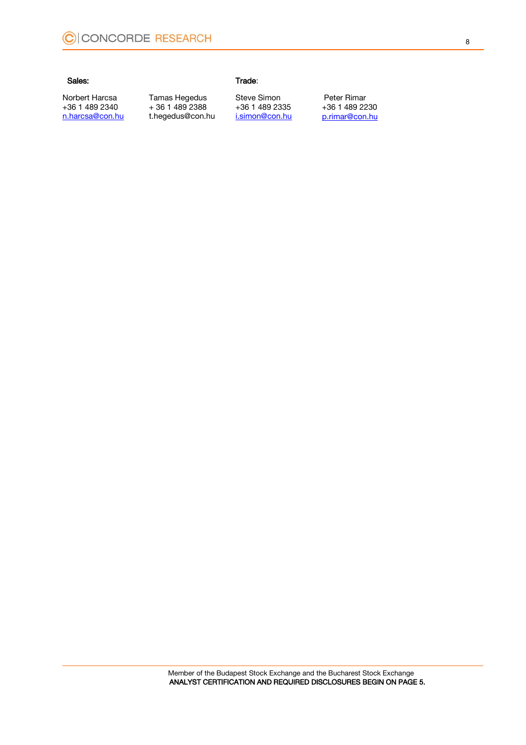**Sales:**

Norbert Harcsa
+36 1 489 2340
n.harcsa@con.hu

Tamas Hegedus
+ 36 1 489 2388
t.hegedus@con.hu

**Trade:**

Steve Simon
+36 1 489 2335
i.simon@con.hu

Peter Rimar
+36 1 489 2230
p.rimar@con.hu

Member of the Budapest Stock Exchange and the Bucharest Stock Exchange
**ANALYST CERTIFICATION AND REQUIRED DISCLOSURES BEGIN ON PAGE 5.**